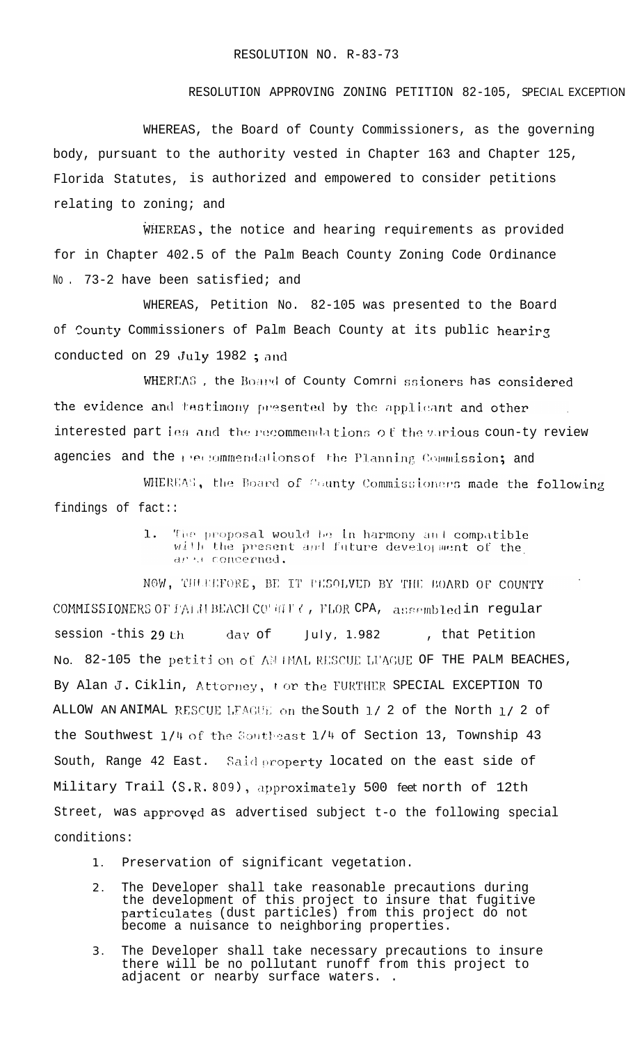RESOLUTION NO. R-83-73

RESOLUTION APPROVING ZONING PETITION 82-105, SPECIAL EXCEPTION

WHEREAS, the Board of County Commissioners, as the governing body, pursuant to the authority vested in Chapter 163 and Chapter 125, Florida Statutes, is authorized and empowered to consider petitions relating to zoning; and

WHEREAS, the notice and hearing requirements as provided for in Chapter 402.5 of the Palm Beach County Zoning Code Ordinance No. 73-2 have been satisfied; and

WHEREAS, Petition No. 82-105 was presented to the Board of County Commissioners of Palm Beach County at its public hearing conducted on 29 July 1982 ; and

WHEREAS, the Board of County Commissioners has considered the evidence and testimony presented by the applicant and other interested parties and the recommendations of the various county review agencies and the recommendations of the Planning Commission; and

WHEREAS, the Board of County Commissioners made the following findings of fact::

1. The proposal would be in harmony and compatible with the present and future development of the area concerned.

NOW, THEREFORE, BE IT RESOLVED BY THE BOARD OF COUNTY COMMISSIONERS OF PALM BEACH COUNTY, FLORIDA, assembled in regular session this 29th day of July, 1982, that Petition No. 82-105 the petition of ANIMAL RESCUE LEAGUE OF THE PALM BEACHES, By Alan J. Ciklin, Attorney, for the FURTHER SPECIAL EXCEPTION TO ALLOW AN ANIMAL RESCUE LEAGUE on the South 1/2 of the North 1/2 of the Southwest 1/4 of the Southeast 1/4 of Section 13, Township 43 South, Range 42 East. Said property located on the east side of Military Trail (S.R. 809), approximately 500 feet north of 12th Street, was approved as advertised subject to the following special conditions:

1. Preservation of significant vegetation.
2. The Developer shall take reasonable precautions during the development of this project to insure that fugitive particulates (dust particles) from this project do not become a nuisance to neighboring properties.
3. The Developer shall take necessary precautions to insure there will be no pollutant runoff from this project to adjacent or nearby surface waters.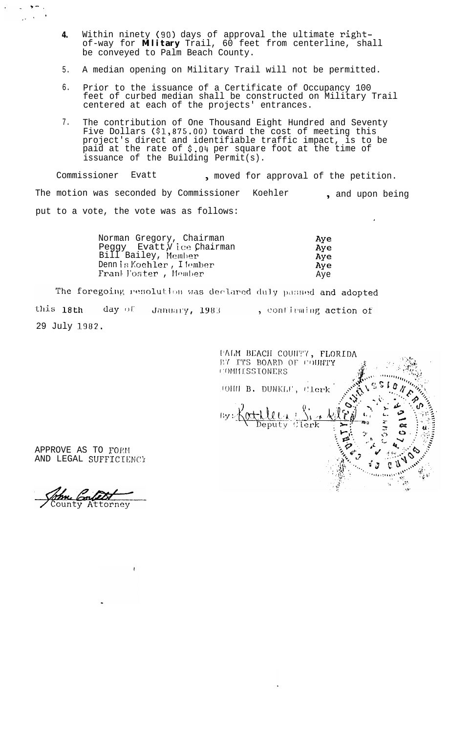4. Within ninety (90) days of approval the ultimate right-of-way for **Military** Trail, 60 feet from centerline, shall be conveyed to Palm Beach County.

5. A median opening on Military Trail will not be permitted.

6. Prior to the issuance of a Certificate of Occupancy 100 feet of curbed median shall be constructed on Military Trail centered at each of the projects' entrances.

7. The contribution of One Thousand Eight Hundred and Seventy Five Dollars ($1,875.00) toward the cost of meeting this project's direct and identifiable traffic impact, is to be paid at the rate of $.04 per square foot at the time of issuance of the Building Permit(s).

Commissioner Evatt, moved for approval of the petition.

The motion was seconded by Commissioner Koehler, and upon being put to a vote, the vote was as follows:

| | |
|---|---|
| Norman Gregory, Chairman | Aye |
| Peggy Evatt, Vice Chairman | Aye |
| Bill Bailey, Member | Aye |
| Dennis Koehler, Member | Aye |
| Frank Foster, Member | Aye |

The foregoing resolution was declared duly passed and adopted this 18th day of January, 1983, confirming action of 29 July 1982.

PALM BEACH COUNTY, FLORIDA
BY ITS BOARD OF COUNTY COMMISSIONERS

JOHN B. DUNKLE, Clerk

By: Kathleen Sinkler
Deputy Clerk

APPROVE AS TO FORM AND LEGAL SUFFICIENCY

County Attorney